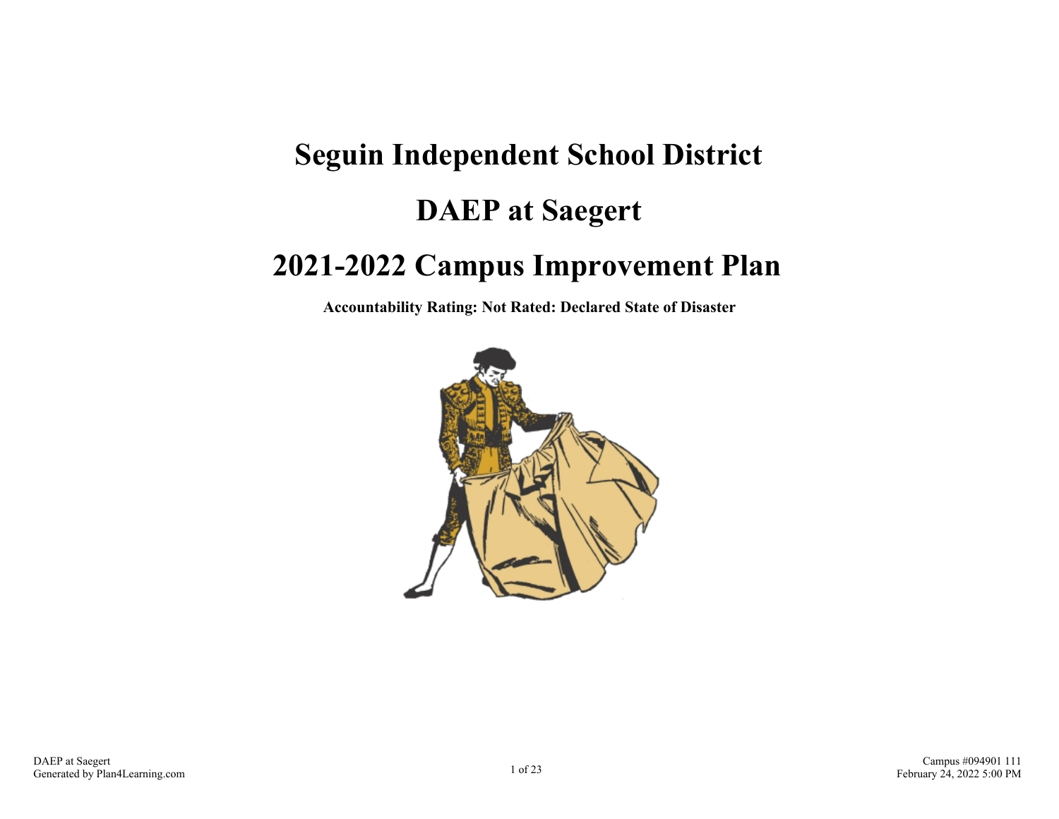# Seguin Independent School District

# DAEP at Saegert

# 2021-2022 Campus Improvement Plan

**Accountability Rating: Not Rated: Declared State of Disaster**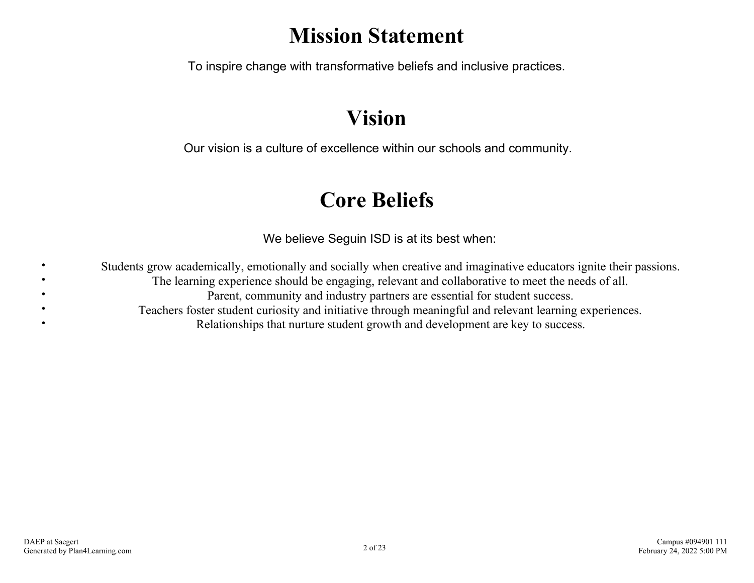# Mission Statement

To inspire change with transformative beliefs and inclusive practices.

# Vision

Our vision is a culture of excellence within our schools and community.

# Core Beliefs

We believe Seguin ISD is at its best when:

- Students grow academically, emotionally and socially when creative and imaginative educators ignite their passions.
- The learning experience should be engaging, relevant and collaborative to meet the needs of all.
- Parent, community and industry partners are essential for student success.
- Teachers foster student curiosity and initiative through meaningful and relevant learning experiences.
- Relationships that nurture student growth and development are key to success.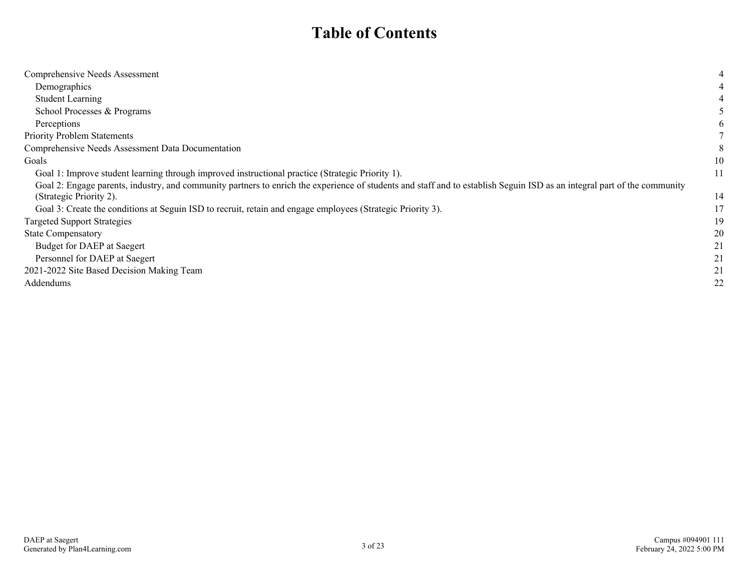# Table of Contents

| | |
|---|---|
| Comprehensive Needs Assessment | 4 |
| Demographics | 4 |
| Student Learning | 4 |
| School Processes & Programs | 5 |
| Perceptions | 6 |
| Priority Problem Statements | 7 |
| Comprehensive Needs Assessment Data Documentation | 8 |
| Goals | 10 |
| Goal 1: Improve student learning through improved instructional practice (Strategic Priority 1). | 11 |
| Goal 2: Engage parents, industry, and community partners to enrich the experience of students and staff and to establish Seguin ISD as an integral part of the community (Strategic Priority 2). | 14 |
| Goal 3: Create the conditions at Seguin ISD to recruit, retain and engage employees (Strategic Priority 3). | 17 |
| Targeted Support Strategies | 19 |
| State Compensatory | 20 |
| Budget for DAEP at Saegert | 21 |
| Personnel for DAEP at Saegert | 21 |
| 2021-2022 Site Based Decision Making Team | 21 |
| Addendums | 22 |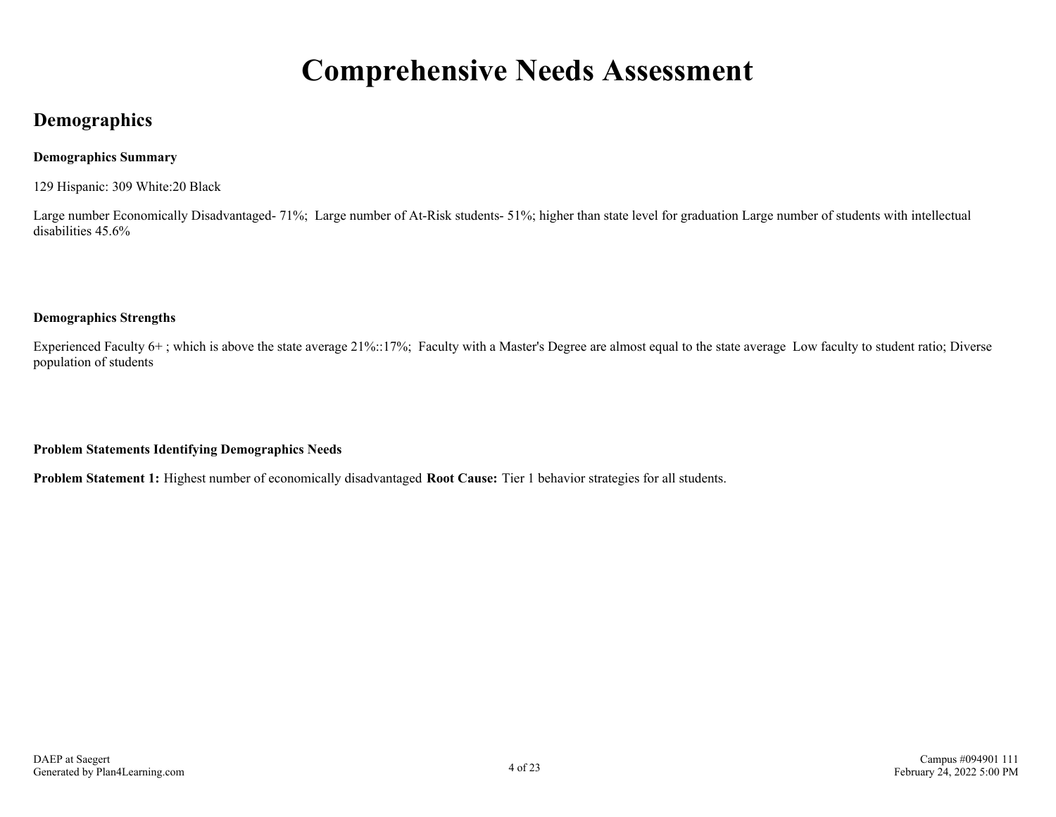# Comprehensive Needs Assessment

## Demographics

**Demographics Summary**

129 Hispanic: 309 White:20 Black

Large number Economically Disadvantaged- 71%; Large number of At-Risk students- 51%; higher than state level for graduation Large number of students with intellectual disabilities 45.6%

**Demographics Strengths**

Experienced Faculty 6+ ; which is above the state average 21%::17%; Faculty with a Master's Degree are almost equal to the state average Low faculty to student ratio; Diverse population of students

**Problem Statements Identifying Demographics Needs**

**Problem Statement 1:** Highest number of economically disadvantaged **Root Cause:** Tier 1 behavior strategies for all students.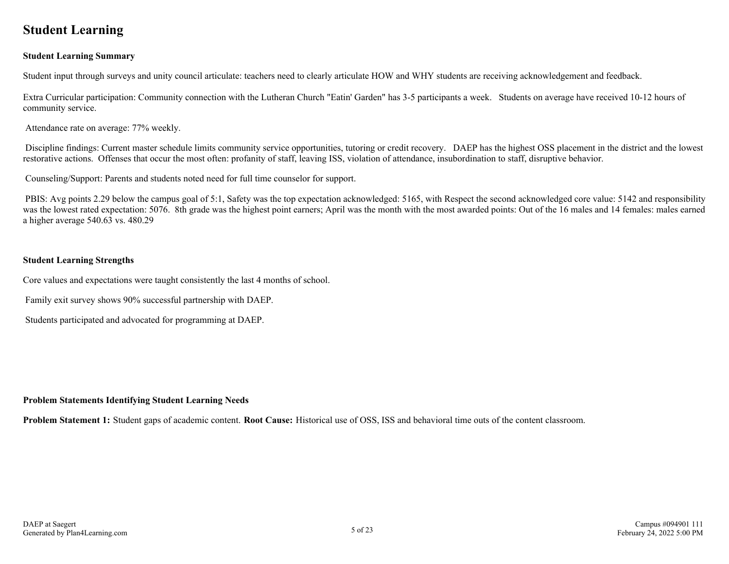# Student Learning

**Student Learning Summary**

Student input through surveys and unity council articulate: teachers need to clearly articulate HOW and WHY students are receiving acknowledgement and feedback.

Extra Curricular participation: Community connection with the Lutheran Church "Eatin' Garden" has 3-5 participants a week. Students on average have received 10-12 hours of community service.

Attendance rate on average: 77% weekly.

Discipline findings: Current master schedule limits community service opportunities, tutoring or credit recovery. DAEP has the highest OSS placement in the district and the lowest restorative actions. Offenses that occur the most often: profanity of staff, leaving ISS, violation of attendance, insubordination to staff, disruptive behavior.

Counseling/Support: Parents and students noted need for full time counselor for support.

PBIS: Avg points 2.29 below the campus goal of 5:1, Safety was the top expectation acknowledged: 5165, with Respect the second acknowledged core value: 5142 and responsibility was the lowest rated expectation: 5076. 8th grade was the highest point earners; April was the month with the most awarded points: Out of the 16 males and 14 females: males earned a higher average 540.63 vs. 480.29

**Student Learning Strengths**

Core values and expectations were taught consistently the last 4 months of school.

Family exit survey shows 90% successful partnership with DAEP.

Students participated and advocated for programming at DAEP.

**Problem Statements Identifying Student Learning Needs**

**Problem Statement 1:** Student gaps of academic content. **Root Cause:** Historical use of OSS, ISS and behavioral time outs of the content classroom.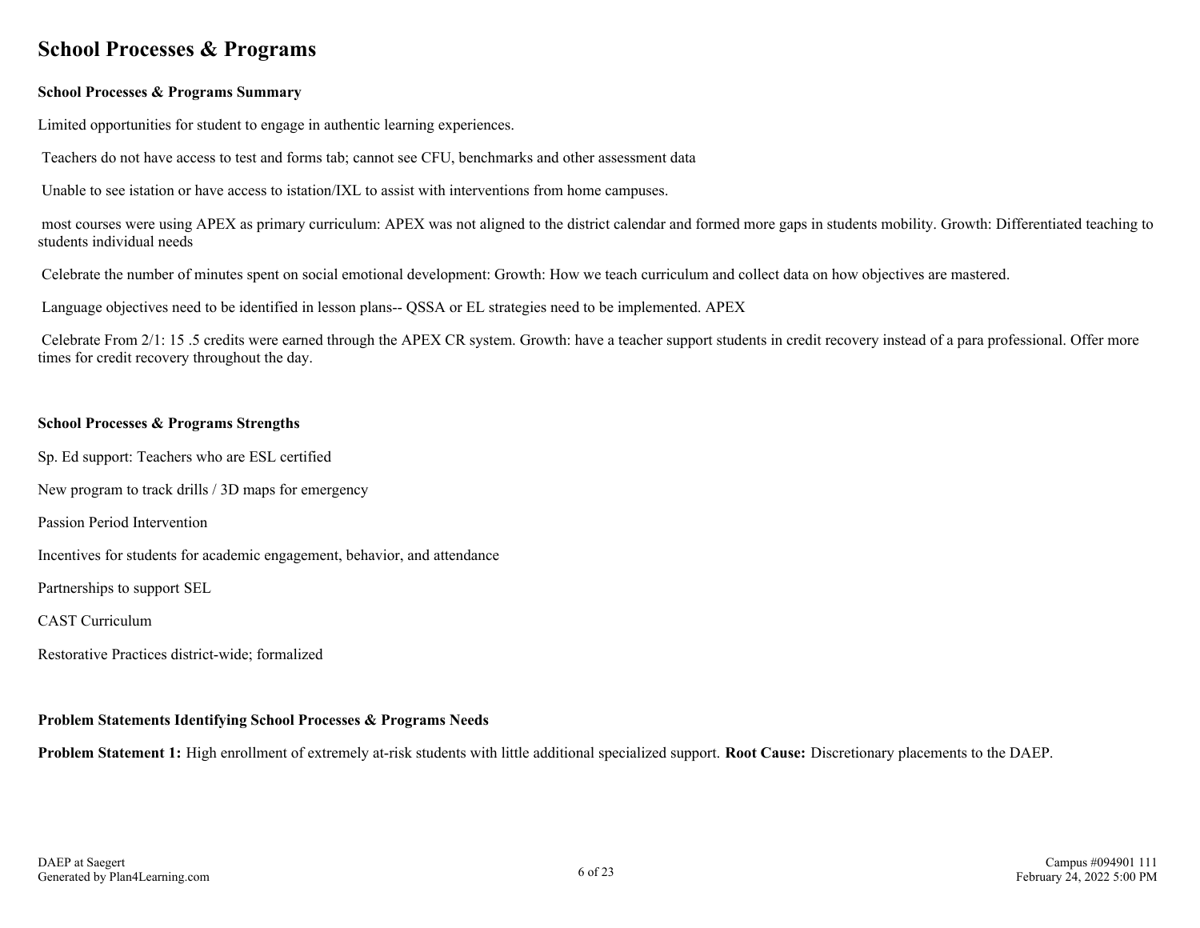# School Processes & Programs

**School Processes & Programs Summary**

Limited opportunities for student to engage in authentic learning experiences.

Teachers do not have access to test and forms tab; cannot see CFU, benchmarks and other assessment data

Unable to see istation or have access to istation/IXL to assist with interventions from home campuses.

most courses were using APEX as primary curriculum: APEX was not aligned to the district calendar and formed more gaps in students mobility. Growth: Differentiated teaching to students individual needs

Celebrate the number of minutes spent on social emotional development: Growth: How we teach curriculum and collect data on how objectives are mastered.

Language objectives need to be identified in lesson plans-- QSSA or EL strategies need to be implemented. APEX

Celebrate From 2/1: 15 .5 credits were earned through the APEX CR system. Growth: have a teacher support students in credit recovery instead of a para professional. Offer more times for credit recovery throughout the day.

**School Processes & Programs Strengths**

Sp. Ed support: Teachers who are ESL certified

New program to track drills / 3D maps for emergency

Passion Period Intervention

Incentives for students for academic engagement, behavior, and attendance

Partnerships to support SEL

CAST Curriculum

Restorative Practices district-wide; formalized

**Problem Statements Identifying School Processes & Programs Needs**

**Problem Statement 1:** High enrollment of extremely at-risk students with little additional specialized support. **Root Cause:** Discretionary placements to the DAEP.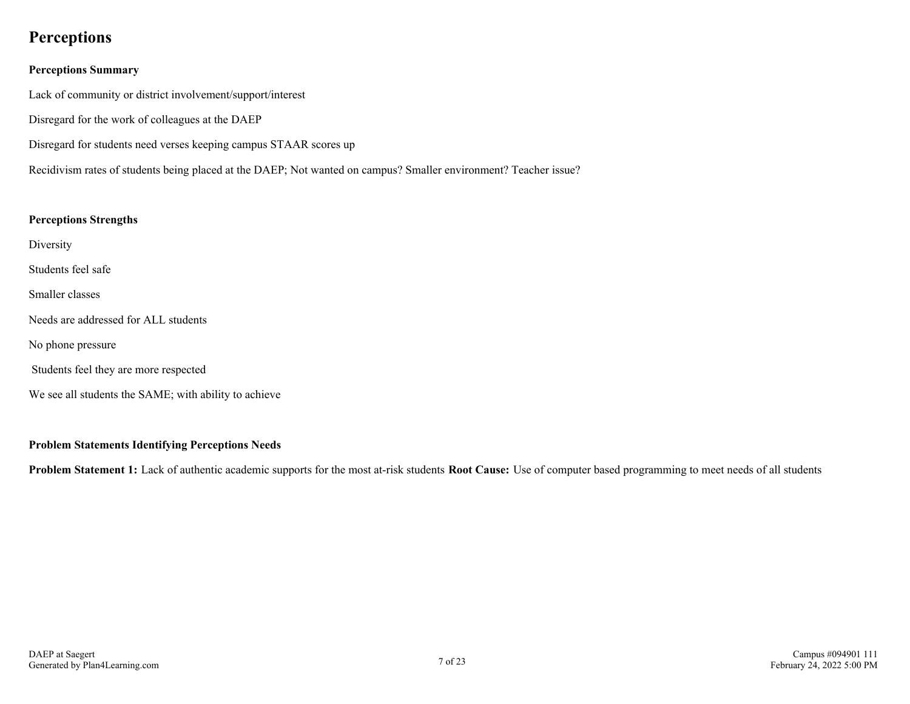# Perceptions

**Perceptions Summary**

Lack of community or district involvement/support/interest

Disregard for the work of colleagues at the DAEP

Disregard for students need verses keeping campus STAAR scores up

Recidivism rates of students being placed at the DAEP; Not wanted on campus? Smaller environment? Teacher issue?

**Perceptions Strengths**

Diversity

Students feel safe

Smaller classes

Needs are addressed for ALL students

No phone pressure

Students feel they are more respected

We see all students the SAME; with ability to achieve

**Problem Statements Identifying Perceptions Needs**

**Problem Statement 1:** Lack of authentic academic supports for the most at-risk students **Root Cause:** Use of computer based programming to meet needs of all students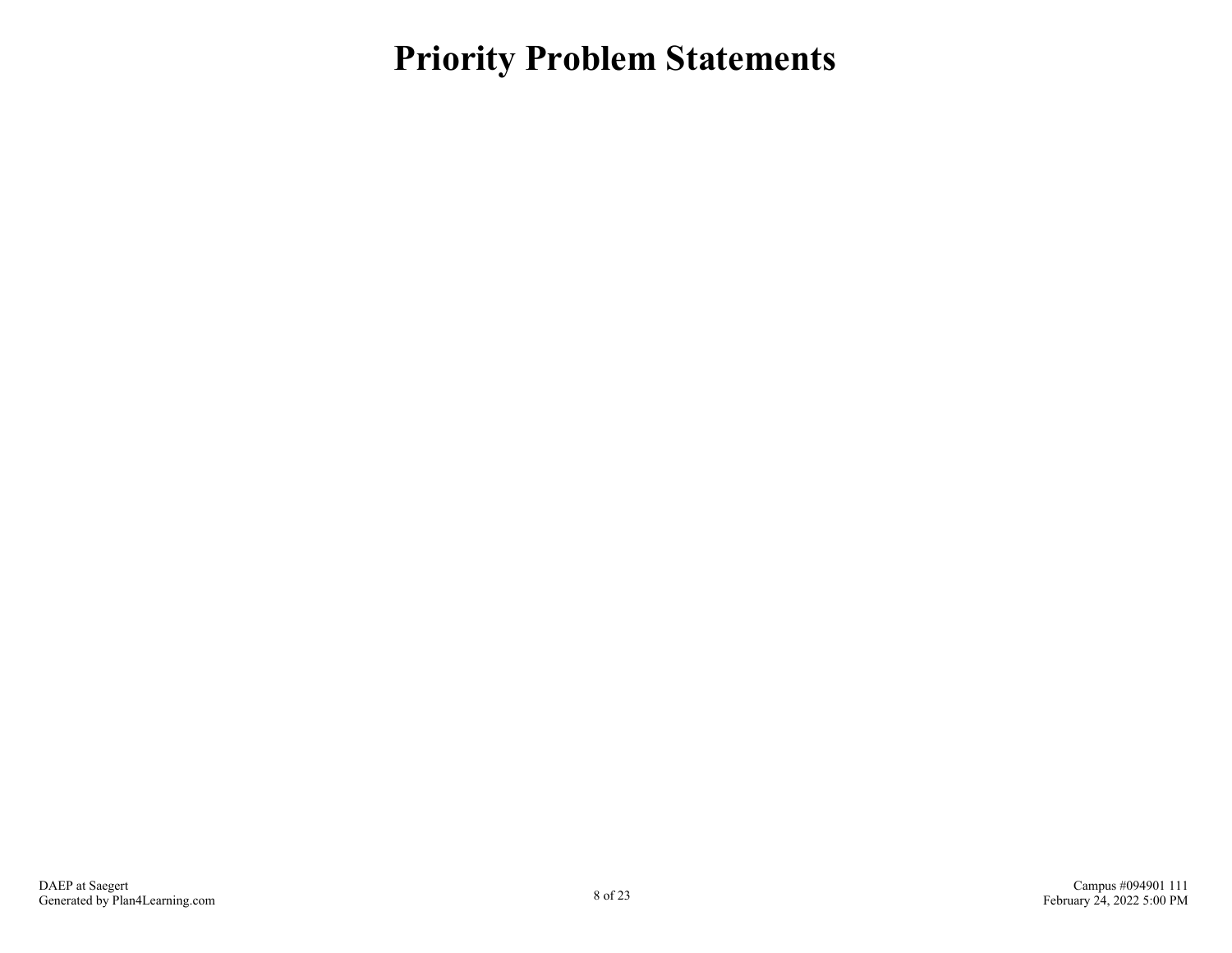# Priority Problem Statements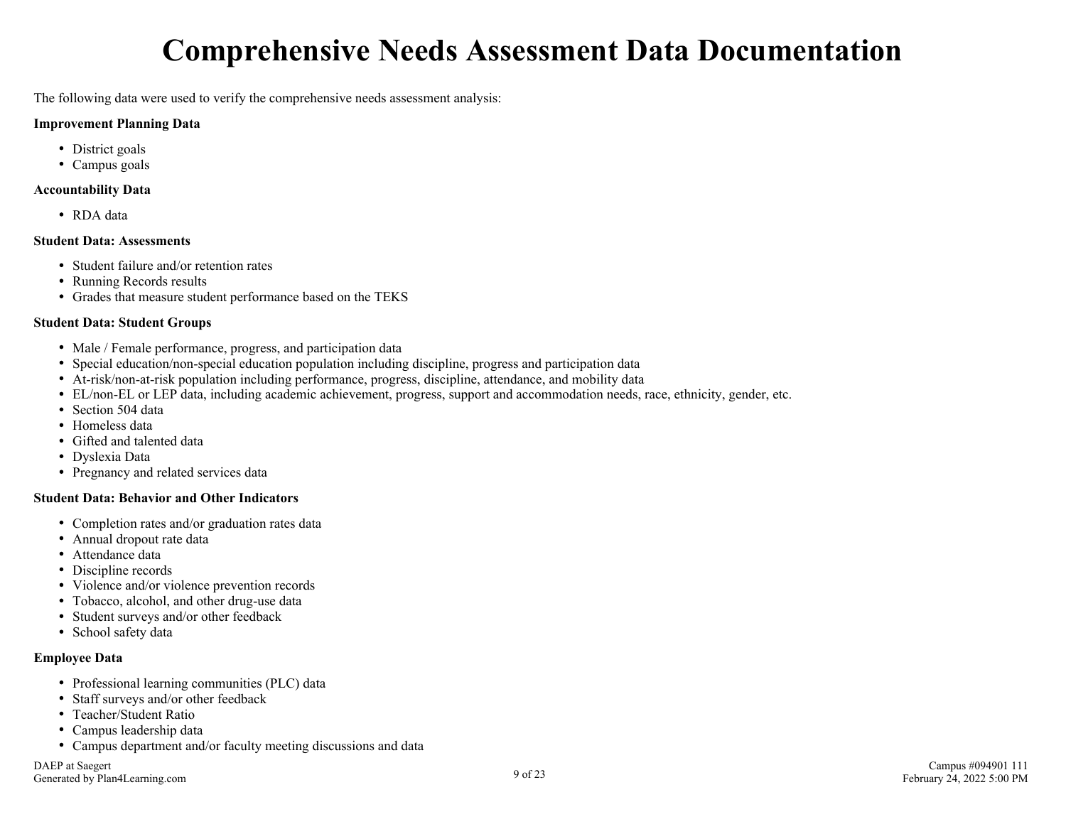# Comprehensive Needs Assessment Data Documentation

The following data were used to verify the comprehensive needs assessment analysis:

**Improvement Planning Data**

- District goals
- Campus goals

**Accountability Data**

- RDA data

**Student Data: Assessments**

- Student failure and/or retention rates
- Running Records results
- Grades that measure student performance based on the TEKS

**Student Data: Student Groups**

- Male / Female performance, progress, and participation data
- Special education/non-special education population including discipline, progress and participation data
- At-risk/non-at-risk population including performance, progress, discipline, attendance, and mobility data
- EL/non-EL or LEP data, including academic achievement, progress, support and accommodation needs, race, ethnicity, gender, etc.
- Section 504 data
- Homeless data
- Gifted and talented data
- Dyslexia Data
- Pregnancy and related services data

**Student Data: Behavior and Other Indicators**

- Completion rates and/or graduation rates data
- Annual dropout rate data
- Attendance data
- Discipline records
- Violence and/or violence prevention records
- Tobacco, alcohol, and other drug-use data
- Student surveys and/or other feedback
- School safety data

**Employee Data**

- Professional learning communities (PLC) data
- Staff surveys and/or other feedback
- Teacher/Student Ratio
- Campus leadership data
- Campus department and/or faculty meeting discussions and data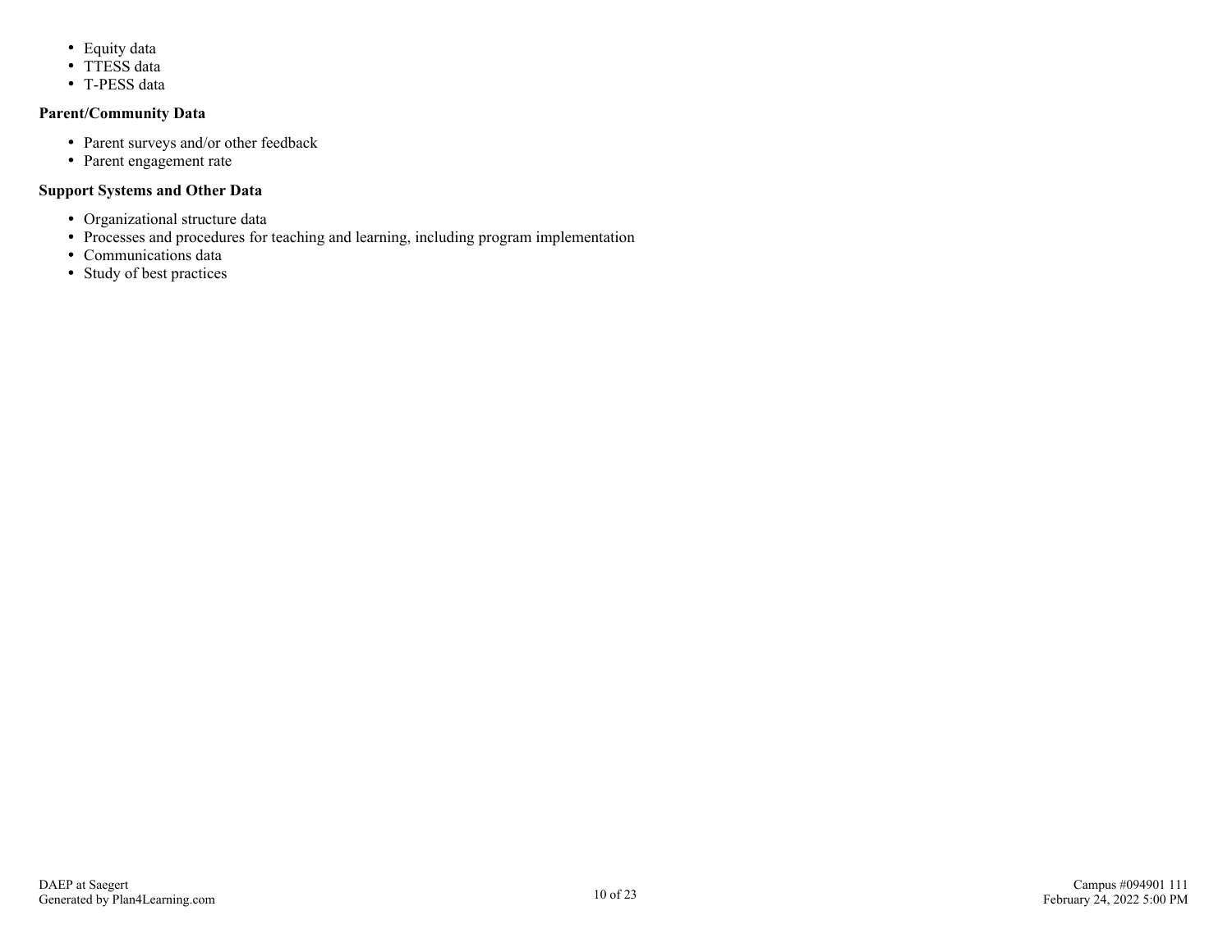- Equity data
- TTESS data
- T-PESS data

**Parent/Community Data**

- Parent surveys and/or other feedback
- Parent engagement rate

**Support Systems and Other Data**

- Organizational structure data
- Processes and procedures for teaching and learning, including program implementation
- Communications data
- Study of best practices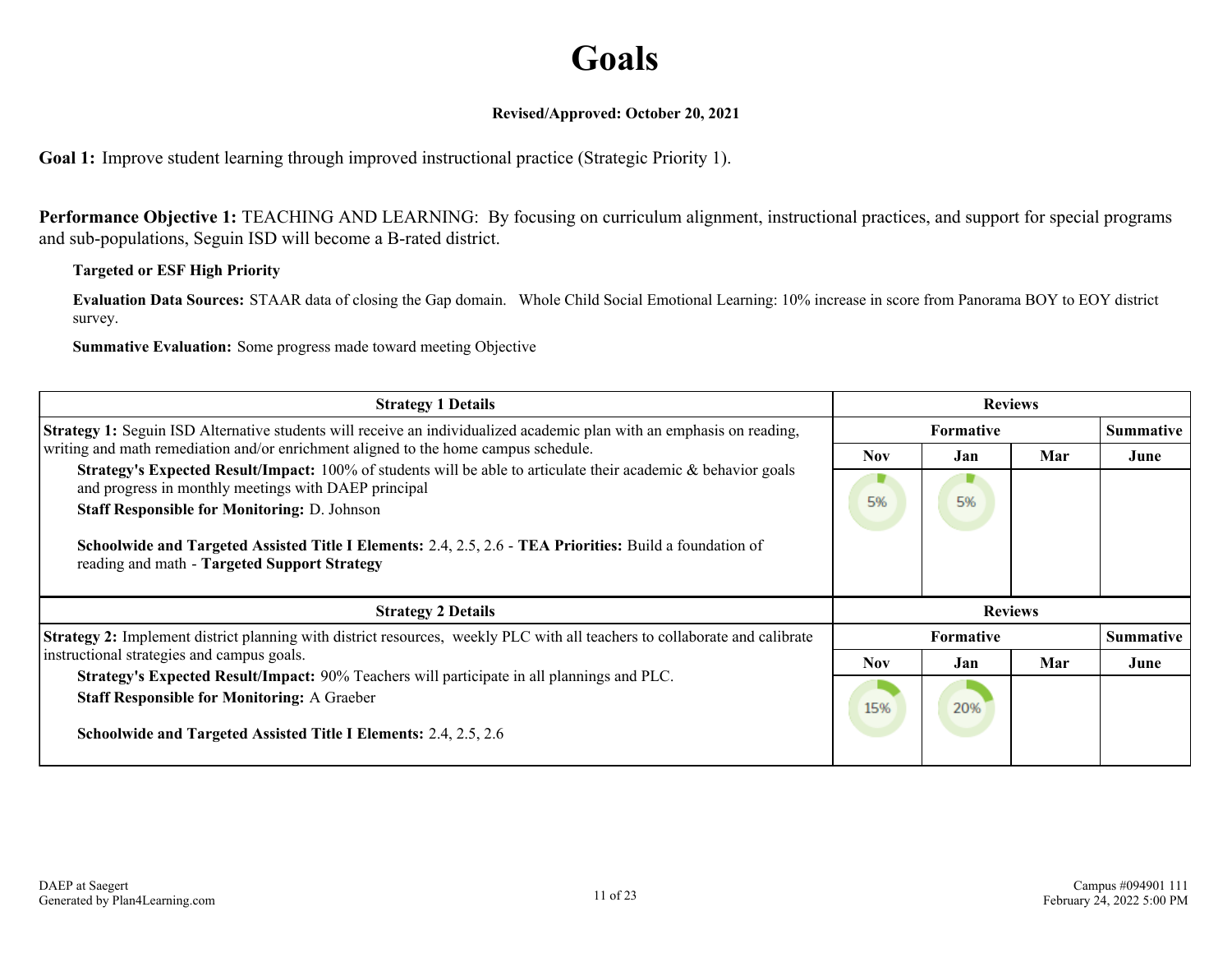# Goals

**Revised/Approved: October 20, 2021**

**Goal 1:** Improve student learning through improved instructional practice (Strategic Priority 1).

**Performance Objective 1:** TEACHING AND LEARNING: By focusing on curriculum alignment, instructional practices, and support for special programs and sub-populations, Seguin ISD will become a B-rated district.

**Targeted or ESF High Priority**

**Evaluation Data Sources:** STAAR data of closing the Gap domain. Whole Child Social Emotional Learning: 10% increase in score from Panorama BOY to EOY district survey.

**Summative Evaluation:** Some progress made toward meeting Objective

| Strategy 1 Details | Reviews | | | |
|---|---|---|---|---|
| | Formative | | | Summative |
| | Nov | Jan | Mar | June |
| **Strategy 1:** Seguin ISD Alternative students will receive an individualized academic plan with an emphasis on reading, writing and math remediation and/or enrichment aligned to the home campus schedule.<br>**Strategy's Expected Result/Impact:** 100% of students will be able to articulate their academic & behavior goals and progress in monthly meetings with DAEP principal<br>**Staff Responsible for Monitoring:** D. Johnson<br><br>**Schoolwide and Targeted Assisted Title I Elements:** 2.4, 2.5, 2.6 - **TEA Priorities:** Build a foundation of reading and math - **Targeted Support Strategy** | 5% | 5% | | |

| Strategy 2 Details | Reviews | | | |
|---|---|---|---|---|
| | Formative | | | Summative |
| | Nov | Jan | Mar | June |
| **Strategy 2:** Implement district planning with district resources, weekly PLC with all teachers to collaborate and calibrate instructional strategies and campus goals.<br>**Strategy's Expected Result/Impact:** 90% Teachers will participate in all plannings and PLC.<br>**Staff Responsible for Monitoring:** A Graeber<br><br>**Schoolwide and Targeted Assisted Title I Elements:** 2.4, 2.5, 2.6 | 15% | 20% | | |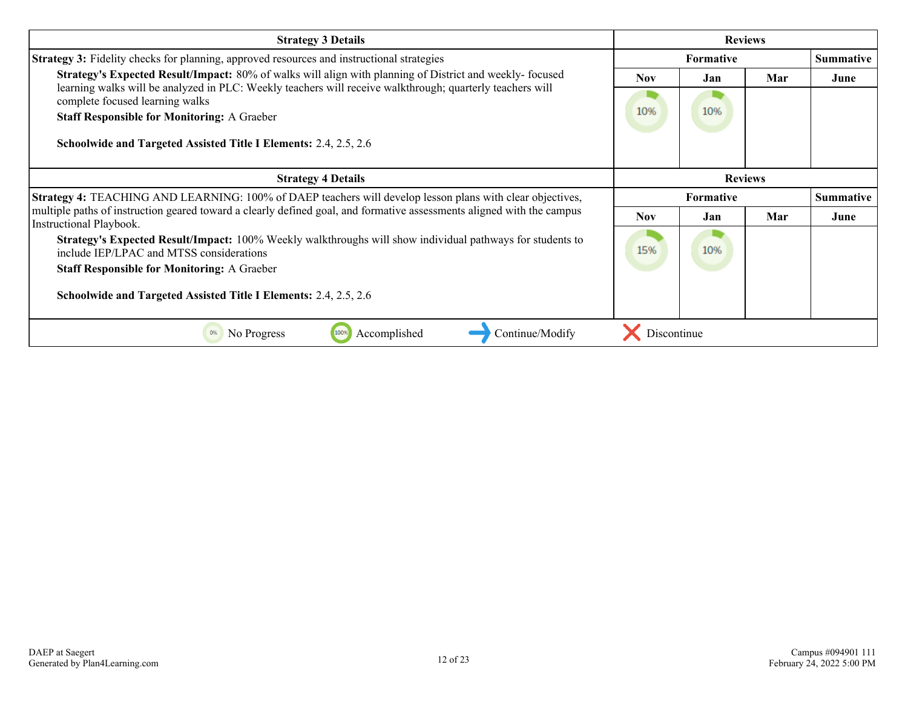| Strategy 3 Details | Reviews | | | |
| --- | --- | --- | --- | --- |
| | Formative | | | Summative |
| **Strategy 3:** Fidelity checks for planning, approved resources and instructional strategies<br>**Strategy's Expected Result/Impact:** 80% of walks will align with planning of District and weekly- focused learning walks will be analyzed in PLC: Weekly teachers will receive walkthrough; quarterly teachers will complete focused learning walks<br>**Staff Responsible for Monitoring:** A Graeber<br>**Schoolwide and Targeted Assisted Title I Elements:** 2.4, 2.5, 2.6 | Nov | Jan | Mar | June |
| | 10% | 10% | | |

| Strategy 4 Details | Reviews | | | |
| --- | --- | --- | --- | --- |
| | Formative | | | Summative |
| **Strategy 4:** TEACHING AND LEARNING: 100% of DAEP teachers will develop lesson plans with clear objectives, multiple paths of instruction geared toward a clearly defined goal, and formative assessments aligned with the campus Instructional Playbook.<br>**Strategy's Expected Result/Impact:** 100% Weekly walkthroughs will show individual pathways for students to include IEP/LPAC and MTSS considerations<br>**Staff Responsible for Monitoring:** A Graeber<br>**Schoolwide and Targeted Assisted Title I Elements:** 2.4, 2.5, 2.6 | Nov | Jan | Mar | June |
| | 15% | 10% | | |

0% No Progress | 100% Accomplished | Continue/Modify | Discontinue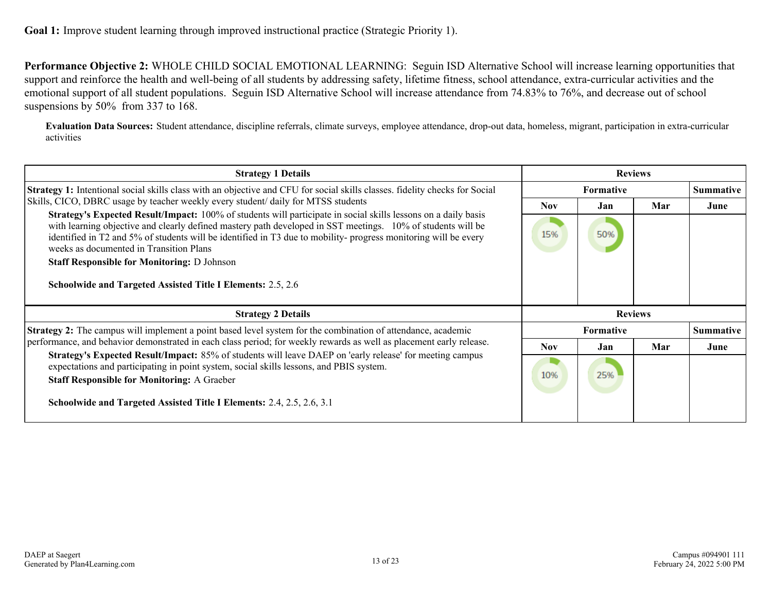**Goal 1:** Improve student learning through improved instructional practice (Strategic Priority 1).

**Performance Objective 2:** WHOLE CHILD SOCIAL EMOTIONAL LEARNING: Seguin ISD Alternative School will increase learning opportunities that support and reinforce the health and well-being of all students by addressing safety, lifetime fitness, school attendance, extra-curricular activities and the emotional support of all student populations. Seguin ISD Alternative School will increase attendance from 74.83% to 76%, and decrease out of school suspensions by 50% from 337 to 168.

**Evaluation Data Sources:** Student attendance, discipline referrals, climate surveys, employee attendance, drop-out data, homeless, migrant, participation in extra-curricular activities

| Strategy 1 Details | Reviews | | | |
|---|---|---|---|---|
| | Formative | | | Summative |
| | Nov | Jan | Mar | June |
| **Strategy 1:** Intentional social skills class with an objective and CFU for social skills classes. fidelity checks for Social Skills, CICO, DBRC usage by teacher weekly every student/ daily for MTSS students<br>**Strategy's Expected Result/Impact:** 100% of students will participate in social skills lessons on a daily basis with learning objective and clearly defined mastery path developed in SST meetings. 10% of students will be identified in T2 and 5% of students will be identified in T3 due to mobility- progress monitoring will be every weeks as documented in Transition Plans<br>**Staff Responsible for Monitoring:** D Johnson<br>**Schoolwide and Targeted Assisted Title I Elements:** 2.5, 2.6 | 15% | 50% | | |

| Strategy 2 Details | Reviews | | | |
|---|---|---|---|---|
| | Formative | | | Summative |
| | Nov | Jan | Mar | June |
| **Strategy 2:** The campus will implement a point based level system for the combination of attendance, academic performance, and behavior demonstrated in each class period; for weekly rewards as well as placement early release.<br>**Strategy's Expected Result/Impact:** 85% of students will leave DAEP on 'early release' for meeting campus expectations and participating in point system, social skills lessons, and PBIS system.<br>**Staff Responsible for Monitoring:** A Graeber<br>**Schoolwide and Targeted Assisted Title I Elements:** 2.4, 2.5, 2.6, 3.1 | 10% | 25% | | |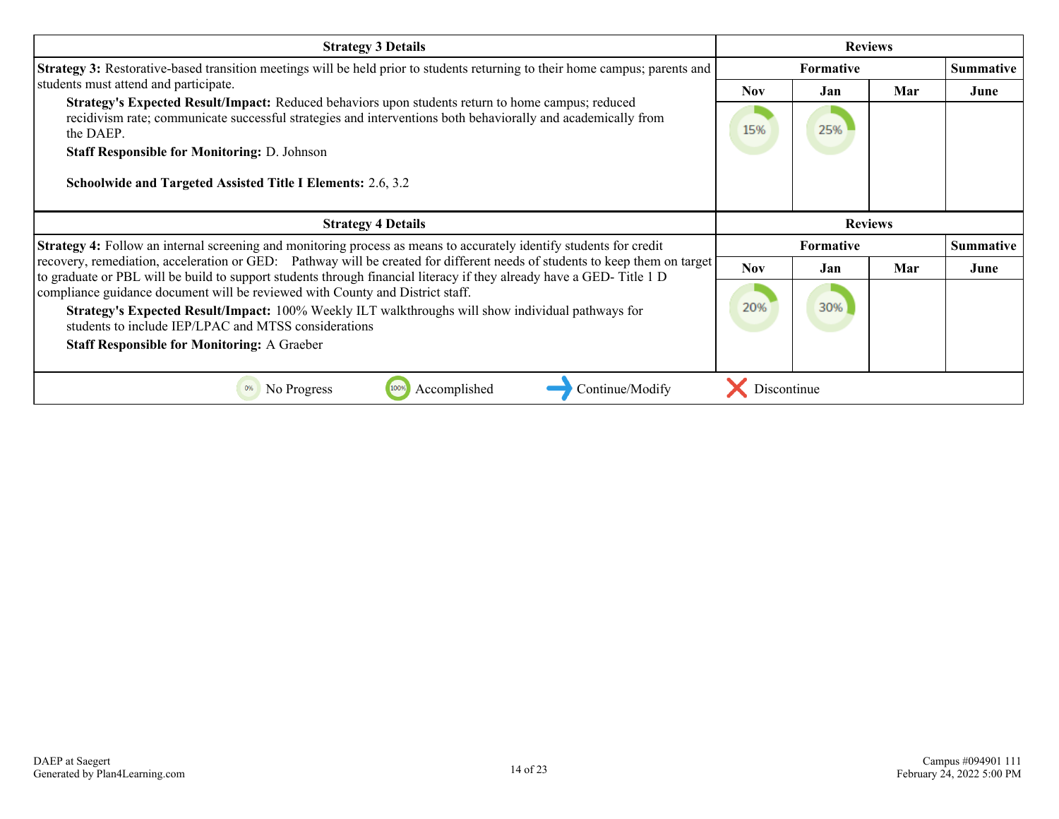| Strategy 3 Details | Reviews | | | |
|---|---|---|---|---|
| | Formative | | | Summative |
| **Strategy 3:** Restorative-based transition meetings will be held prior to students returning to their home campus; parents and students must attend and participate.<br>**Strategy's Expected Result/Impact:** Reduced behaviors upon students return to home campus; reduced recidivism rate; communicate successful strategies and interventions both behaviorally and academically from the DAEP.<br>**Staff Responsible for Monitoring:** D. Johnson<br>**Schoolwide and Targeted Assisted Title I Elements:** 2.6, 3.2 | Nov | Jan | Mar | June |
| | 15% | 25% | | |

| Strategy 4 Details | Reviews | | | |
|---|---|---|---|---|
| | Formative | | | Summative |
| **Strategy 4:** Follow an internal screening and monitoring process as means to accurately identify students for credit recovery, remediation, acceleration or GED: Pathway will be created for different needs of students to keep them on target to graduate or PBL will be build to support students through financial literacy if they already have a GED- Title 1 D compliance guidance document will be reviewed with County and District staff.<br>**Strategy's Expected Result/Impact:** 100% Weekly ILT walkthroughs will show individual pathways for students to include IEP/LPAC and MTSS considerations<br>**Staff Responsible for Monitoring:** A Graeber | Nov | Jan | Mar | June |
| | 20% | 30% | | |

0% No Progress | 100% Accomplished | Continue/Modify | Discontinue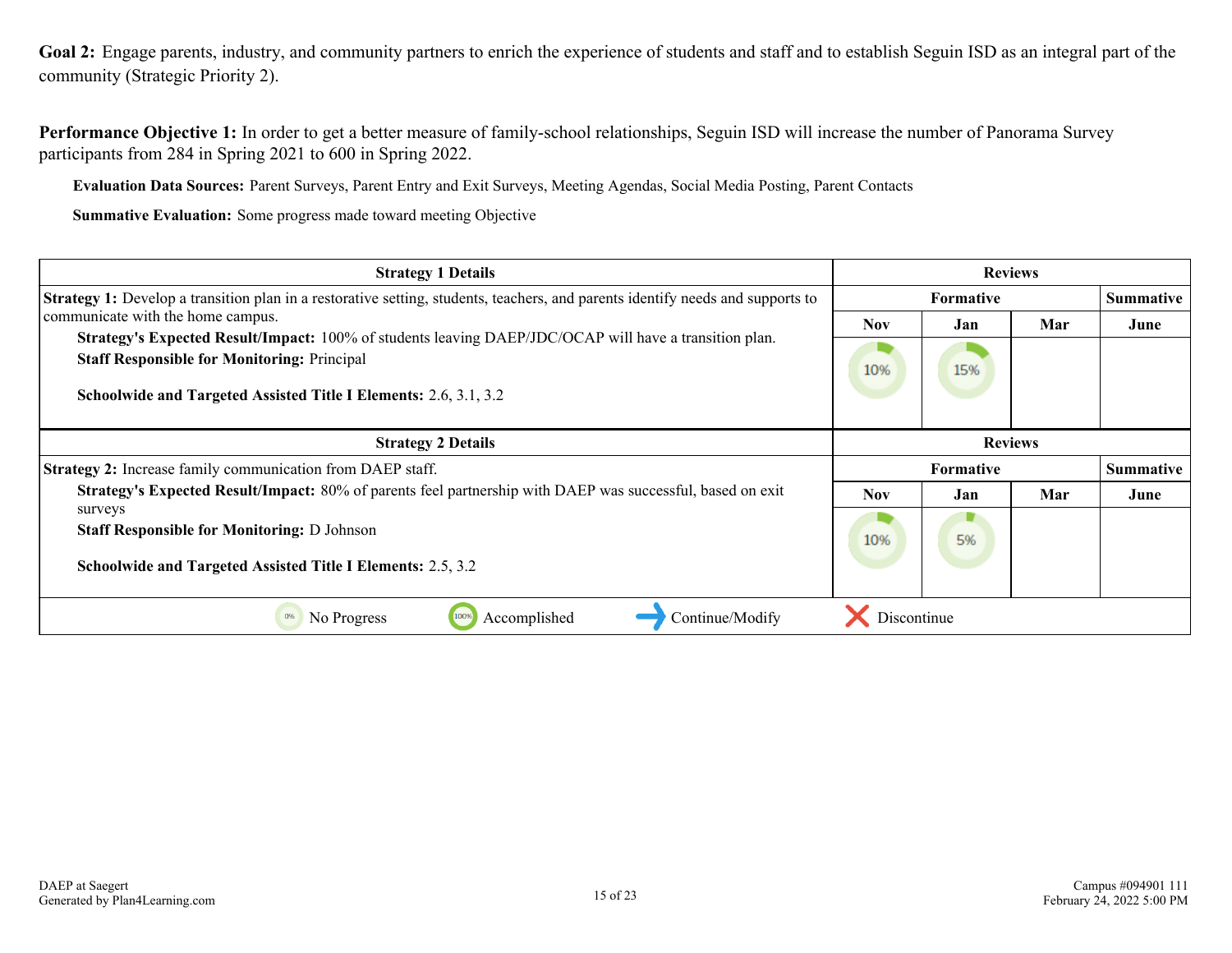**Goal 2:** Engage parents, industry, and community partners to enrich the experience of students and staff and to establish Seguin ISD as an integral part of the community (Strategic Priority 2).

**Performance Objective 1:** In order to get a better measure of family-school relationships, Seguin ISD will increase the number of Panorama Survey participants from 284 in Spring 2021 to 600 in Spring 2022.

**Evaluation Data Sources:** Parent Surveys, Parent Entry and Exit Surveys, Meeting Agendas, Social Media Posting, Parent Contacts

**Summative Evaluation:** Some progress made toward meeting Objective

| Strategy 1 Details | Reviews | | | |
|---|---|---|---|---|
| | Formative | | | Summative |
| | Nov | Jan | Mar | June |
| **Strategy 1:** Develop a transition plan in a restorative setting, students, teachers, and parents identify needs and supports to communicate with the home campus.<br>**Strategy's Expected Result/Impact:** 100% of students leaving DAEP/JDC/OCAP will have a transition plan.<br>**Staff Responsible for Monitoring:** Principal<br>**Schoolwide and Targeted Assisted Title I Elements:** 2.6, 3.1, 3.2 | 10% | 15% | | |

| Strategy 2 Details | Reviews | | | |
|---|---|---|---|---|
| | Formative | | | Summative |
| | Nov | Jan | Mar | June |
| **Strategy 2:** Increase family communication from DAEP staff.<br>**Strategy's Expected Result/Impact:** 80% of parents feel partnership with DAEP was successful, based on exit surveys<br>**Staff Responsible for Monitoring:** D Johnson<br>**Schoolwide and Targeted Assisted Title I Elements:** 2.5, 3.2 | 10% | 5% | | |

0% No Progress | 100% Accomplished | Continue/Modify | Discontinue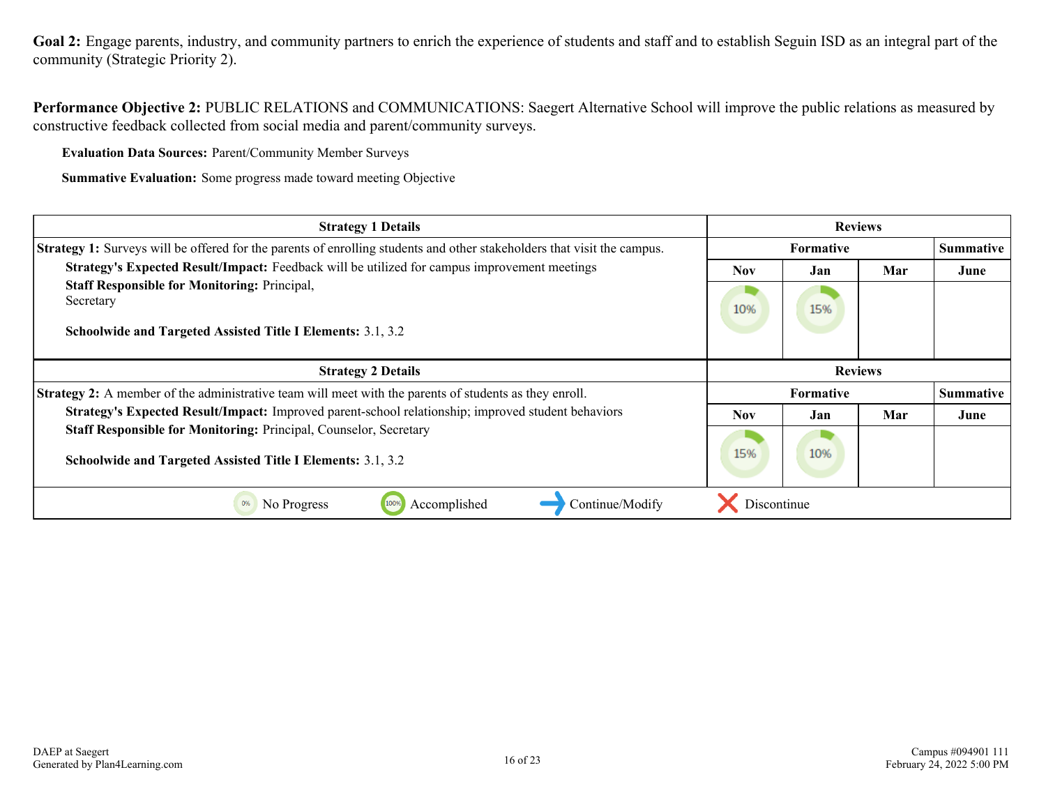**Goal 2:** Engage parents, industry, and community partners to enrich the experience of students and staff and to establish Seguin ISD as an integral part of the community (Strategic Priority 2).

**Performance Objective 2:** PUBLIC RELATIONS and COMMUNICATIONS: Saegert Alternative School will improve the public relations as measured by constructive feedback collected from social media and parent/community surveys.

**Evaluation Data Sources:** Parent/Community Member Surveys

**Summative Evaluation:** Some progress made toward meeting Objective

| Strategy 1 Details | Reviews | | | |
|---|---|---|---|---|
| **Strategy 1:** Surveys will be offered for the parents of enrolling students and other stakeholders that visit the campus. | Formative | | | Summative |
| **Strategy's Expected Result/Impact:** Feedback will be utilized for campus improvement meetings<br>**Staff Responsible for Monitoring:** Principal,<br>Secretary<br><br>**Schoolwide and Targeted Assisted Title I Elements:** 3.1, 3.2 | Nov | Jan | Mar | June |
| | 10% | 15% | | |

| Strategy 2 Details | Reviews | | | |
|---|---|---|---|---|
| **Strategy 2:** A member of the administrative team will meet with the parents of students as they enroll. | Formative | | | Summative |
| **Strategy's Expected Result/Impact:** Improved parent-school relationship; improved student behaviors<br>**Staff Responsible for Monitoring:** Principal, Counselor, Secretary<br><br>**Schoolwide and Targeted Assisted Title I Elements:** 3.1, 3.2 | Nov | Jan | Mar | June |
| | 15% | 10% | | |

0% No Progress | 100% Accomplished | → Continue/Modify | ✕ Discontinue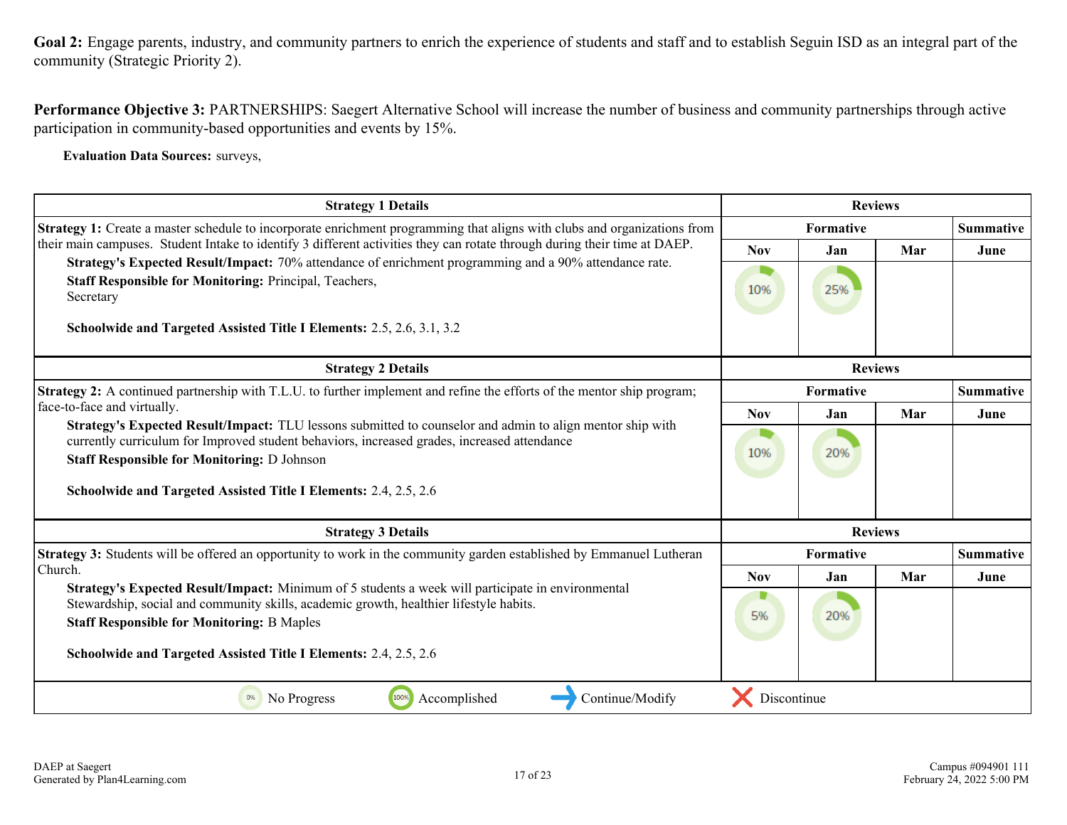**Goal 2:** Engage parents, industry, and community partners to enrich the experience of students and staff and to establish Seguin ISD as an integral part of the community (Strategic Priority 2).

**Performance Objective 3:** PARTNERSHIPS: Saegert Alternative School will increase the number of business and community partnerships through active participation in community-based opportunities and events by 15%.

**Evaluation Data Sources:** surveys,

| Strategy 1 Details | Reviews | | | |
|---|---|---|---|---|
| | Formative | | | Summative |
| | Nov | Jan | Mar | June |
| **Strategy 1:** Create a master schedule to incorporate enrichment programming that aligns with clubs and organizations from their main campuses. Student Intake to identify 3 different activities they can rotate through during their time at DAEP.<br>**Strategy's Expected Result/Impact:** 70% attendance of enrichment programming and a 90% attendance rate.<br>**Staff Responsible for Monitoring:** Principal, Teachers, Secretary<br>**Schoolwide and Targeted Assisted Title I Elements:** 2.5, 2.6, 3.1, 3.2 | 10% | 25% | | |

| Strategy 2 Details | Reviews | | | |
|---|---|---|---|---|
| | Formative | | | Summative |
| | Nov | Jan | Mar | June |
| **Strategy 2:** A continued partnership with T.L.U. to further implement and refine the efforts of the mentor ship program; face-to-face and virtually.<br>**Strategy's Expected Result/Impact:** TLU lessons submitted to counselor and admin to align mentor ship with currently curriculum for Improved student behaviors, increased grades, increased attendance<br>**Staff Responsible for Monitoring:** D Johnson<br>**Schoolwide and Targeted Assisted Title I Elements:** 2.4, 2.5, 2.6 | 10% | 20% | | |

| Strategy 3 Details | Reviews | | | |
|---|---|---|---|---|
| | Formative | | | Summative |
| | Nov | Jan | Mar | June |
| **Strategy 3:** Students will be offered an opportunity to work in the community garden established by Emmanuel Lutheran Church.<br>**Strategy's Expected Result/Impact:** Minimum of 5 students a week will participate in environmental Stewardship, social and community skills, academic growth, healthier lifestyle habits.<br>**Staff Responsible for Monitoring:** B Maples<br>**Schoolwide and Targeted Assisted Title I Elements:** 2.4, 2.5, 2.6 | 5% | 20% | | |

0% No Progress | 100% Accomplished | Continue/Modify | Discontinue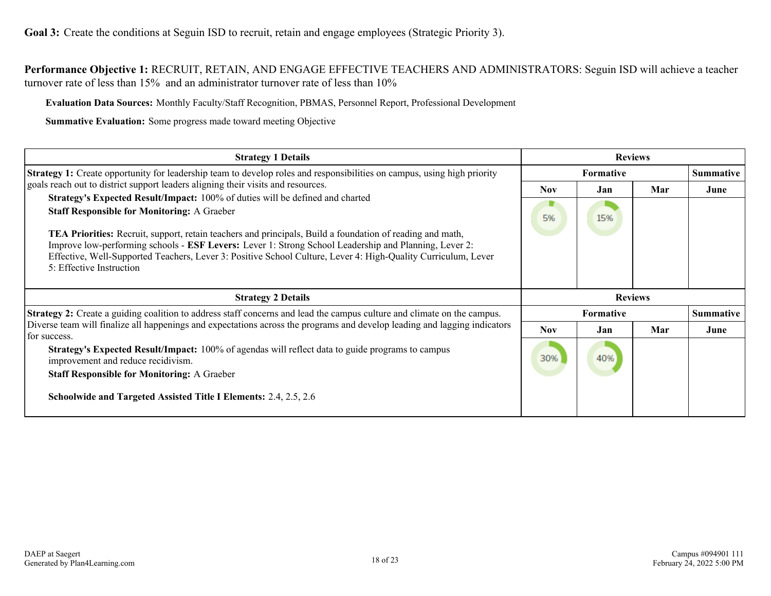**Goal 3:** Create the conditions at Seguin ISD to recruit, retain and engage employees (Strategic Priority 3).

**Performance Objective 1:** RECRUIT, RETAIN, AND ENGAGE EFFECTIVE TEACHERS AND ADMINISTRATORS: Seguin ISD will achieve a teacher turnover rate of less than 15% and an administrator turnover rate of less than 10%

**Evaluation Data Sources:** Monthly Faculty/Staff Recognition, PBMAS, Personnel Report, Professional Development

**Summative Evaluation:** Some progress made toward meeting Objective

| Strategy 1 Details | Reviews | | | |
|---|---|---|---|---|
| | Formative | | | Summative |
| | Nov | Jan | Mar | June |
| **Strategy 1:** Create opportunity for leadership team to develop roles and responsibilities on campus, using high priority goals reach out to district support leaders aligning their visits and resources.<br>**Strategy's Expected Result/Impact:** 100% of duties will be defined and charted<br>**Staff Responsible for Monitoring:** A Graeber<br><br>**TEA Priorities:** Recruit, support, retain teachers and principals, Build a foundation of reading and math, Improve low-performing schools - **ESF Levers:** Lever 1: Strong School Leadership and Planning, Lever 2: Effective, Well-Supported Teachers, Lever 3: Positive School Culture, Lever 4: High-Quality Curriculum, Lever 5: Effective Instruction | 5% | 15% | | |

| Strategy 2 Details | Reviews | | | |
|---|---|---|---|---|
| | Formative | | | Summative |
| | Nov | Jan | Mar | June |
| **Strategy 2:** Create a guiding coalition to address staff concerns and lead the campus culture and climate on the campus. Diverse team will finalize all happenings and expectations across the programs and develop leading and lagging indicators for success.<br>**Strategy's Expected Result/Impact:** 100% of agendas will reflect data to guide programs to campus improvement and reduce recidivism.<br>**Staff Responsible for Monitoring:** A Graeber<br><br>**Schoolwide and Targeted Assisted Title I Elements:** 2.4, 2.5, 2.6 | 30% | 40% | | |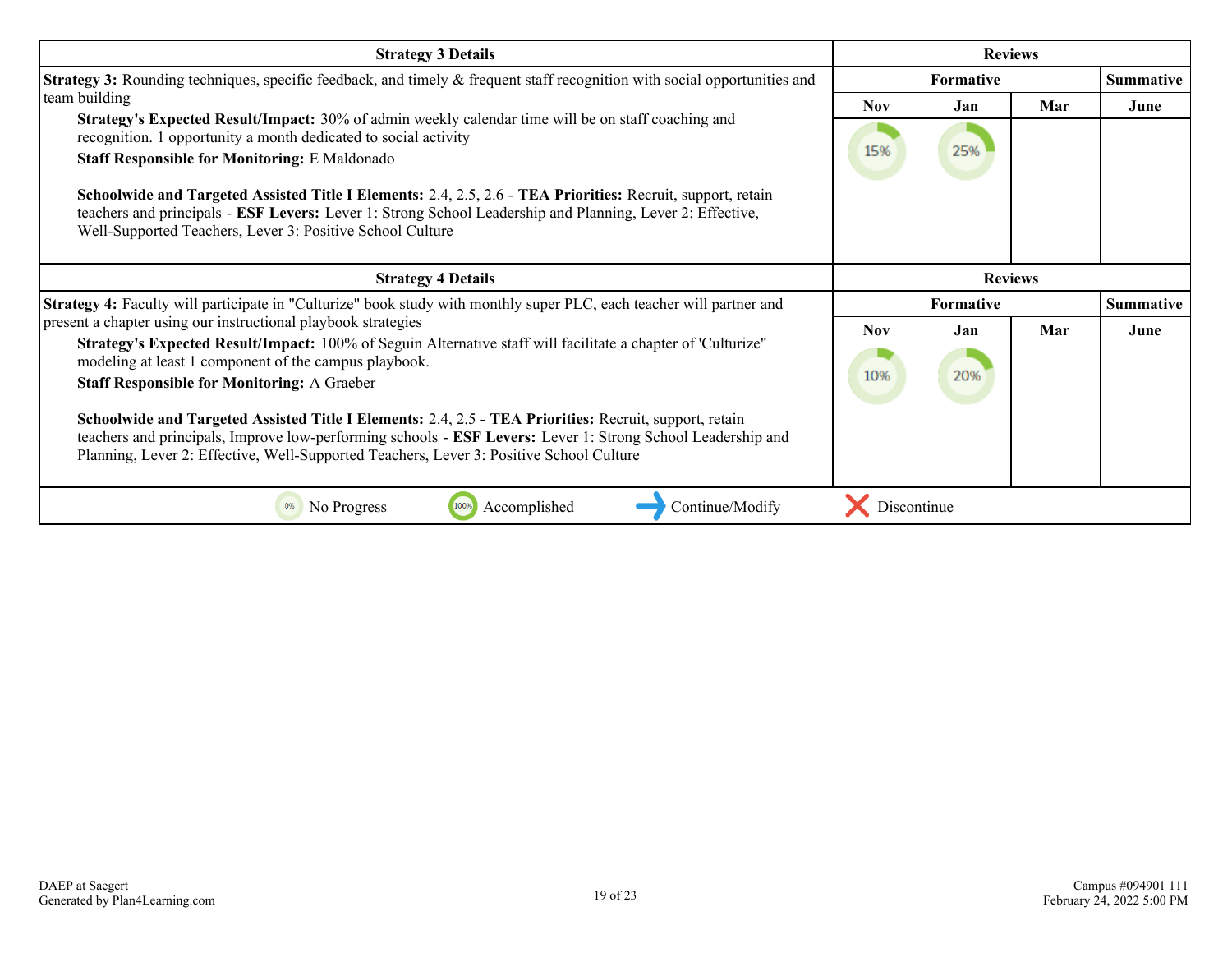| Strategy 3 Details | Reviews | | | |
|---|---|---|---|---|
| | Formative | | | Summative |
| | Nov | Jan | Mar | June |
| **Strategy 3:** Rounding techniques, specific feedback, and timely & frequent staff recognition with social opportunities and team building<br>**Strategy's Expected Result/Impact:** 30% of admin weekly calendar time will be on staff coaching and recognition. 1 opportunity a month dedicated to social activity<br>**Staff Responsible for Monitoring:** E Maldonado<br><br>**Schoolwide and Targeted Assisted Title I Elements:** 2.4, 2.5, 2.6 - **TEA Priorities:** Recruit, support, retain teachers and principals - **ESF Levers:** Lever 1: Strong School Leadership and Planning, Lever 2: Effective, Well-Supported Teachers, Lever 3: Positive School Culture | 15% | 25% | | |

| Strategy 4 Details | Reviews | | | |
|---|---|---|---|---|
| | Formative | | | Summative |
| | Nov | Jan | Mar | June |
| **Strategy 4:** Faculty will participate in "Culturize" book study with monthly super PLC, each teacher will partner and present a chapter using our instructional playbook strategies<br>**Strategy's Expected Result/Impact:** 100% of Seguin Alternative staff will facilitate a chapter of 'Culturize" modeling at least 1 component of the campus playbook.<br>**Staff Responsible for Monitoring:** A Graeber<br><br>**Schoolwide and Targeted Assisted Title I Elements:** 2.4, 2.5 - **TEA Priorities:** Recruit, support, retain teachers and principals, Improve low-performing schools - **ESF Levers:** Lever 1: Strong School Leadership and Planning, Lever 2: Effective, Well-Supported Teachers, Lever 3: Positive School Culture | 10% | 20% | | |

0% No Progress | 100% Accomplished | Continue/Modify | Discontinue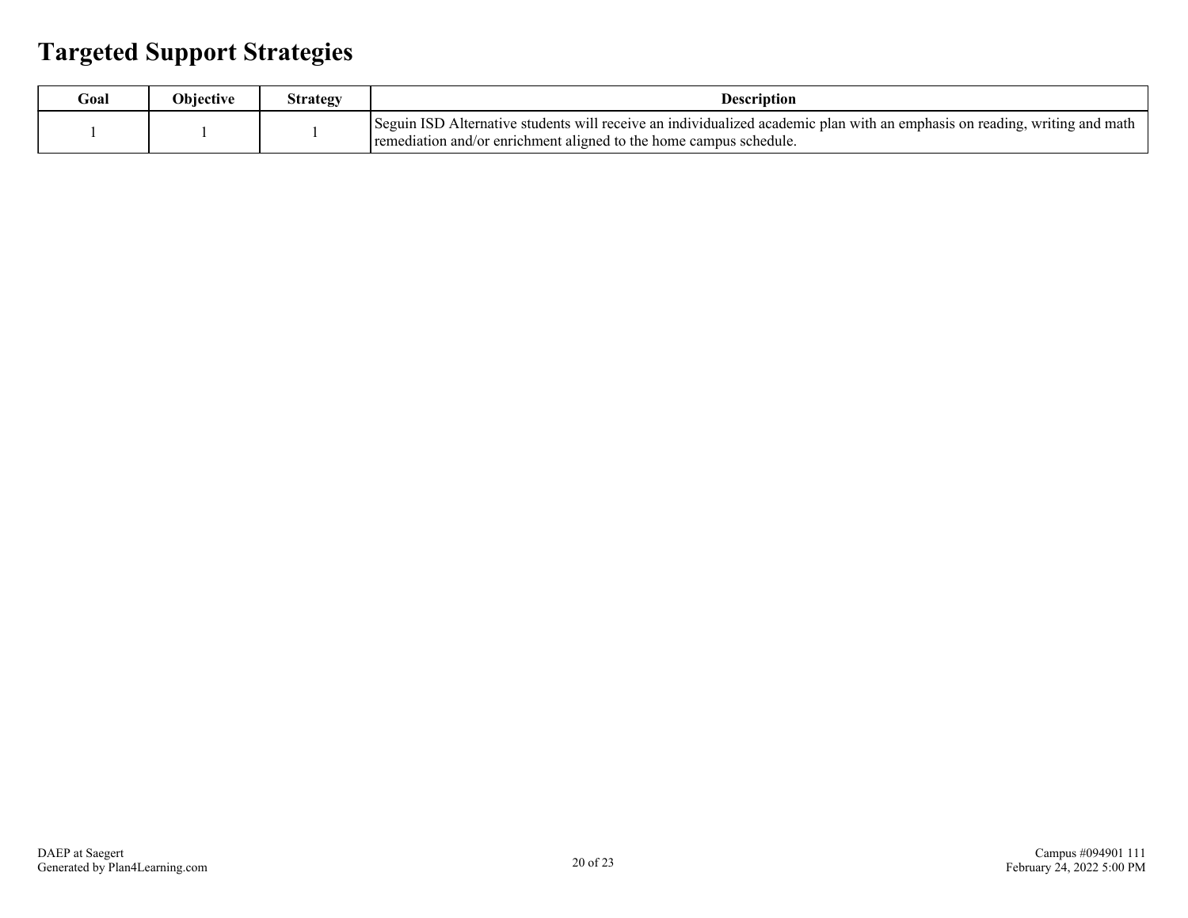# Targeted Support Strategies

| Goal | Objective | Strategy | Description |
|---|---|---|---|
| 1 | 1 | 1 | Seguin ISD Alternative students will receive an individualized academic plan with an emphasis on reading, writing and math remediation and/or enrichment aligned to the home campus schedule. |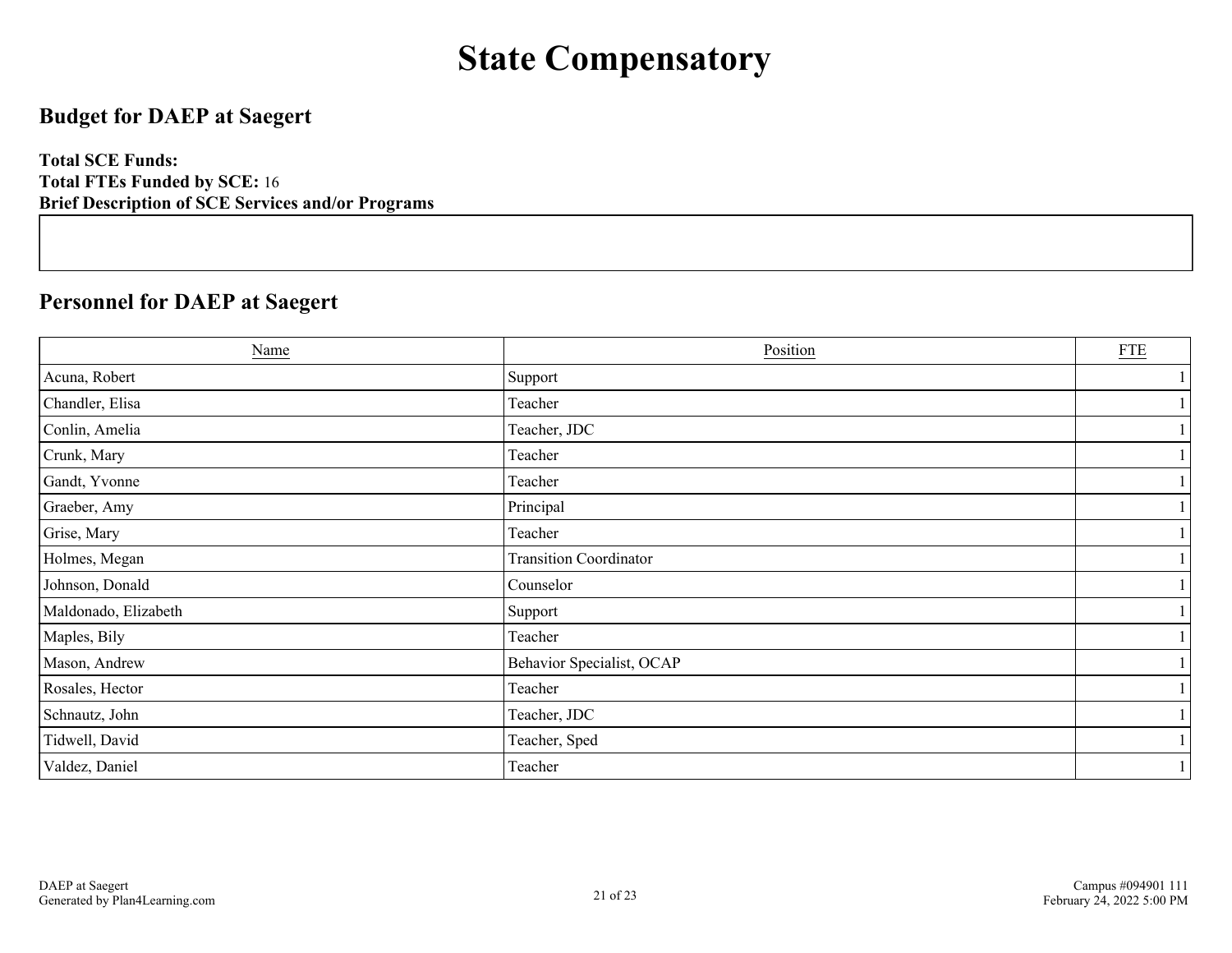# State Compensatory

## Budget for DAEP at Saegert

**Total SCE Funds:**
**Total FTEs Funded by SCE:** 16
**Brief Description of SCE Services and/or Programs**

## Personnel for DAEP at Saegert

| Name | Position | FTE |
|---|---|---|
| Acuna, Robert | Support | 1 |
| Chandler, Elisa | Teacher | 1 |
| Conlin, Amelia | Teacher, JDC | 1 |
| Crunk, Mary | Teacher | 1 |
| Gandt, Yvonne | Teacher | 1 |
| Graeber, Amy | Principal | 1 |
| Grise, Mary | Teacher | 1 |
| Holmes, Megan | Transition Coordinator | 1 |
| Johnson, Donald | Counselor | 1 |
| Maldonado, Elizabeth | Support | 1 |
| Maples, Bily | Teacher | 1 |
| Mason, Andrew | Behavior Specialist, OCAP | 1 |
| Rosales, Hector | Teacher | 1 |
| Schnautz, John | Teacher, JDC | 1 |
| Tidwell, David | Teacher, Sped | 1 |
| Valdez, Daniel | Teacher | 1 |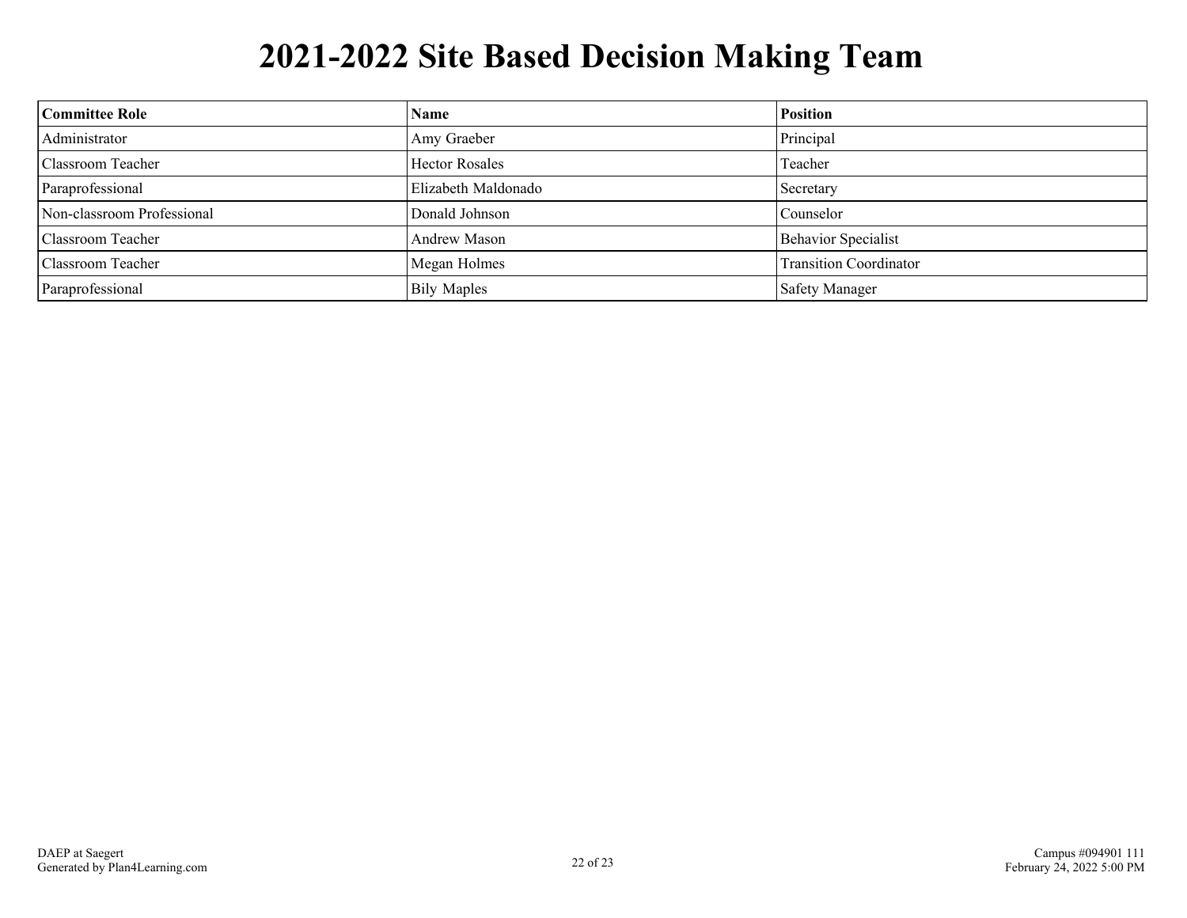# 2021-2022 Site Based Decision Making Team

| Committee Role | Name | Position |
|---|---|---|
| Administrator | Amy Graeber | Principal |
| Classroom Teacher | Hector Rosales | Teacher |
| Paraprofessional | Elizabeth Maldonado | Secretary |
| Non-classroom Professional | Donald Johnson | Counselor |
| Classroom Teacher | Andrew Mason | Behavior Specialist |
| Classroom Teacher | Megan Holmes | Transition Coordinator |
| Paraprofessional | Bily Maples | Safety Manager |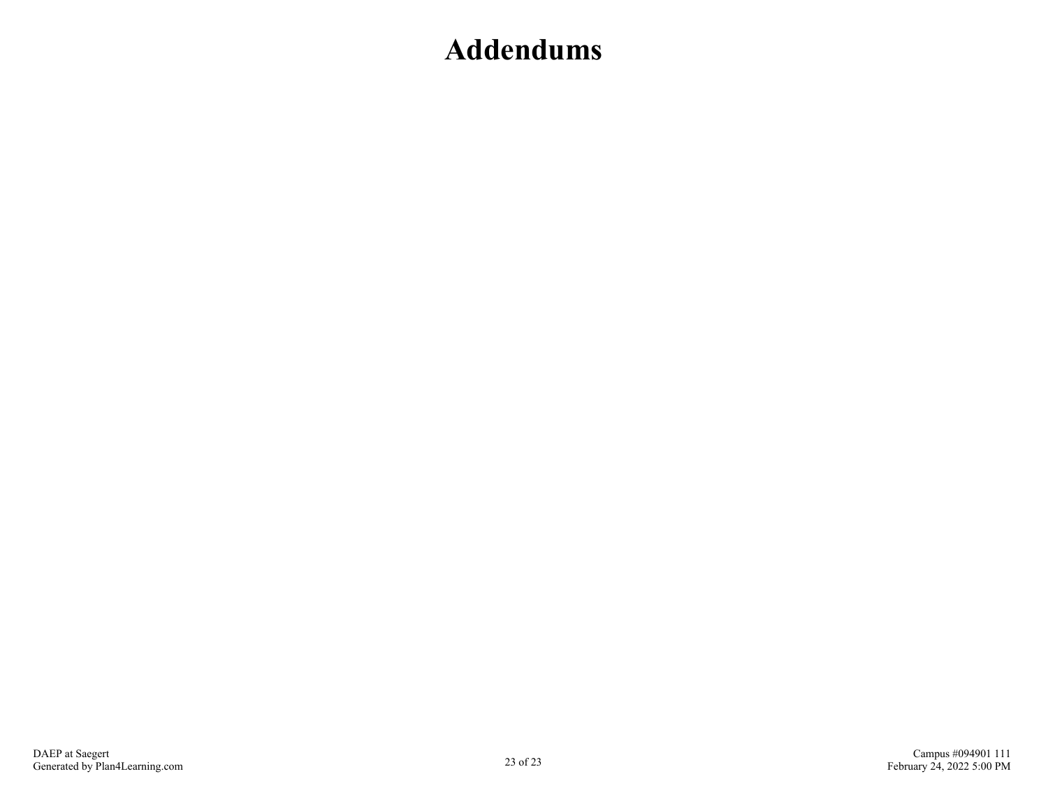# Addendums